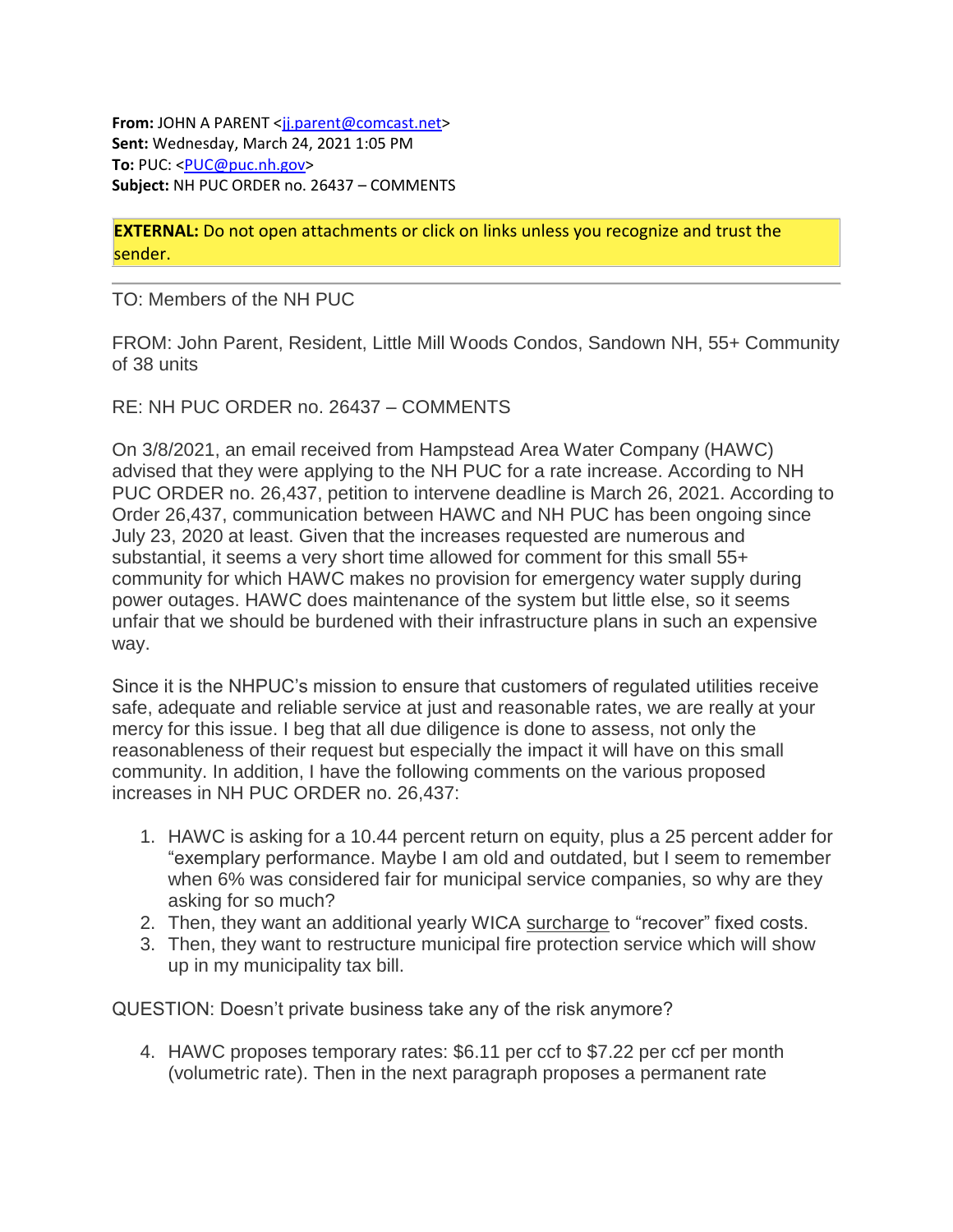**From:** JOHN A PARENT <jj.parent@comcast.net>
**Sent:** Wednesday, March 24, 2021 1:05 PM
**To:** PUC: <PUC@puc.nh.gov>
**Subject:** NH PUC ORDER no. 26437 – COMMENTS

**EXTERNAL:** Do not open attachments or click on links unless you recognize and trust the sender.

---

TO: Members of the NH PUC

FROM: John Parent, Resident, Little Mill Woods Condos, Sandown NH, 55+ Community of 38 units

RE: NH PUC ORDER no. 26437 – COMMENTS

On 3/8/2021, an email received from Hampstead Area Water Company (HAWC) advised that they were applying to the NH PUC for a rate increase. According to NH PUC ORDER no. 26,437, petition to intervene deadline is March 26, 2021. According to Order 26,437, communication between HAWC and NH PUC has been ongoing since July 23, 2020 at least. Given that the increases requested are numerous and substantial, it seems a very short time allowed for comment for this small 55+ community for which HAWC makes no provision for emergency water supply during power outages. HAWC does maintenance of the system but little else, so it seems unfair that we should be burdened with their infrastructure plans in such an expensive way.

Since it is the NHPUC's mission to ensure that customers of regulated utilities receive safe, adequate and reliable service at just and reasonable rates, we are really at your mercy for this issue. I beg that all due diligence is done to assess, not only the reasonableness of their request but especially the impact it will have on this small community. In addition, I have the following comments on the various proposed increases in NH PUC ORDER no. 26,437:

1. HAWC is asking for a 10.44 percent return on equity, plus a 25 percent adder for "exemplary performance. Maybe I am old and outdated, but I seem to remember when 6% was considered fair for municipal service companies, so why are they asking for so much?
2. Then, they want an additional yearly WICA surcharge to "recover" fixed costs.
3. Then, they want to restructure municipal fire protection service which will show up in my municipality tax bill.

QUESTION: Doesn't private business take any of the risk anymore?

4. HAWC proposes temporary rates: $6.11 per ccf to $7.22 per ccf per month (volumetric rate). Then in the next paragraph proposes a permanent rate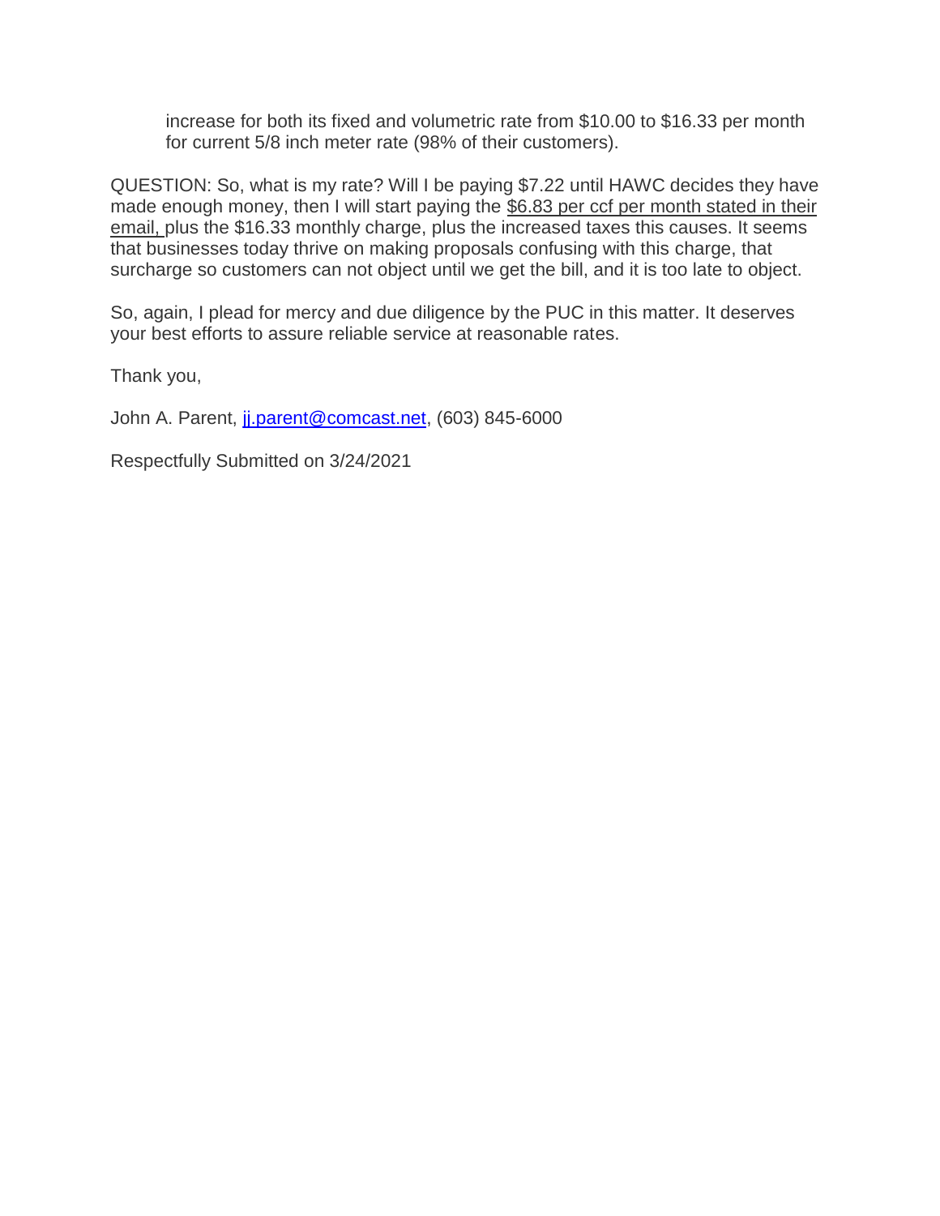increase for both its fixed and volumetric rate from $10.00 to $16.33 per month for current 5/8 inch meter rate (98% of their customers).

QUESTION: So, what is my rate? Will I be paying $7.22 until HAWC decides they have made enough money, then I will start paying the $6.83 per ccf per month stated in their email, plus the $16.33 monthly charge, plus the increased taxes this causes. It seems that businesses today thrive on making proposals confusing with this charge, that surcharge so customers can not object until we get the bill, and it is too late to object.

So, again, I plead for mercy and due diligence by the PUC in this matter. It deserves your best efforts to assure reliable service at reasonable rates.

Thank you,

John A. Parent, jj.parent@comcast.net, (603) 845-6000

Respectfully Submitted on 3/24/2021